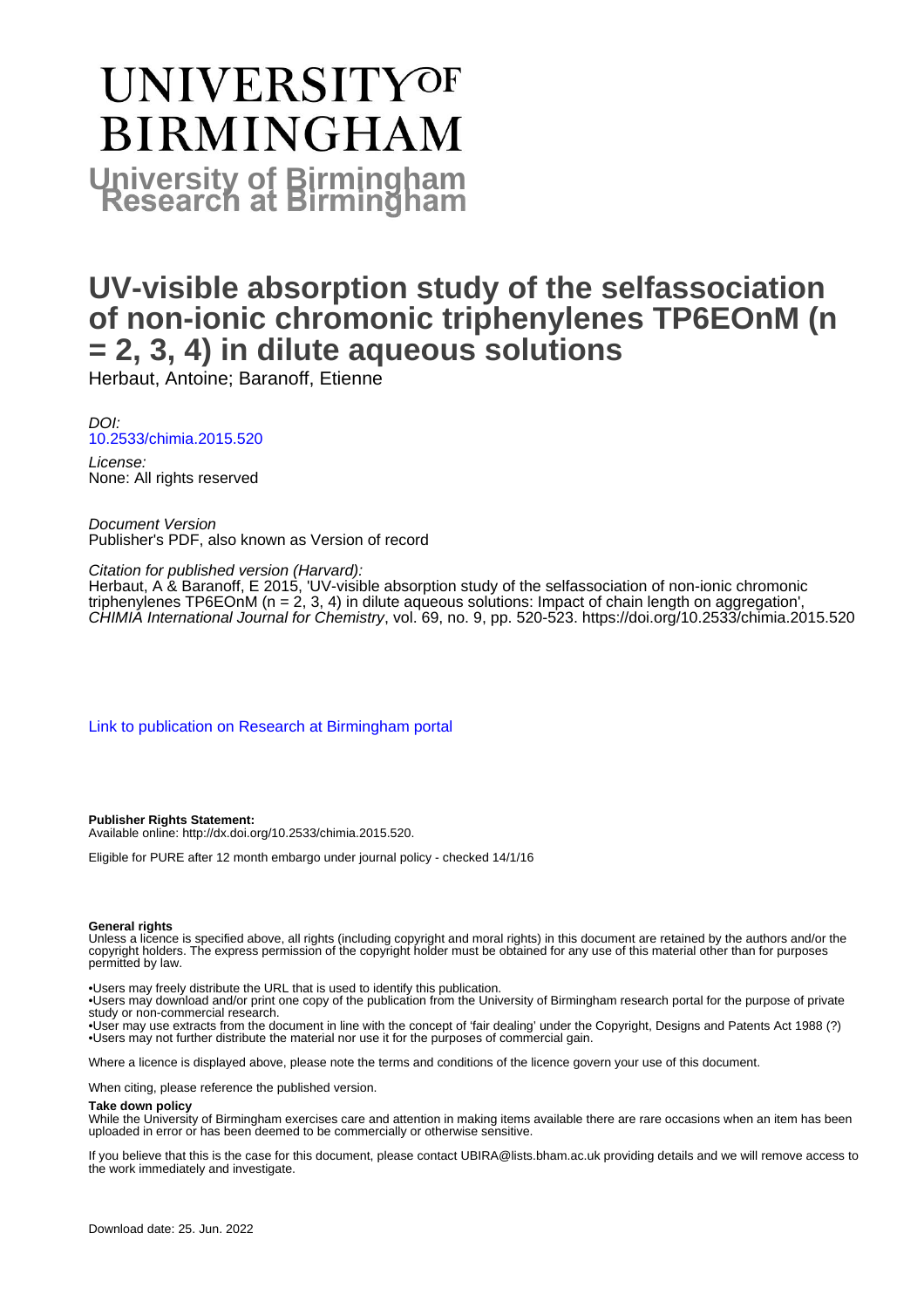# UNIVERSITY OF BIRMINGHAM

**University of Birmingham Research at Birmingham**

# UV-visible absorption study of the selfassociation of non-ionic chromonic triphenylenes TP6EOnM (n = 2, 3, 4) in dilute aqueous solutions

Herbaut, Antoine; Baranoff, Etienne

*DOI:*
10.2533/chimia.2015.520

*License:*
None: All rights reserved

*Document Version*
Publisher's PDF, also known as Version of record

*Citation for published version (Harvard):*
Herbaut, A & Baranoff, E 2015, 'UV-visible absorption study of the selfassociation of non-ionic chromonic triphenylenes TP6EOnM (n = 2, 3, 4) in dilute aqueous solutions: Impact of chain length on aggregation', *CHIMIA International Journal for Chemistry*, vol. 69, no. 9, pp. 520-523. https://doi.org/10.2533/chimia.2015.520

Link to publication on Research at Birmingham portal

**Publisher Rights Statement:**
Available online: http://dx.doi.org/10.2533/chimia.2015.520.

Eligible for PURE after 12 month embargo under journal policy - checked 14/1/16

**General rights**
Unless a licence is specified above, all rights (including copyright and moral rights) in this document are retained by the authors and/or the copyright holders. The express permission of the copyright holder must be obtained for any use of this material other than for purposes permitted by law.

•Users may freely distribute the URL that is used to identify this publication.
•Users may download and/or print one copy of the publication from the University of Birmingham research portal for the purpose of private study or non-commercial research.
•User may use extracts from the document in line with the concept of 'fair dealing' under the Copyright, Designs and Patents Act 1988 (?)
•Users may not further distribute the material nor use it for the purposes of commercial gain.

Where a licence is displayed above, please note the terms and conditions of the licence govern your use of this document.

When citing, please reference the published version.

**Take down policy**
While the University of Birmingham exercises care and attention in making items available there are rare occasions when an item has been uploaded in error or has been deemed to be commercially or otherwise sensitive.

If you believe that this is the case for this document, please contact UBIRA@lists.bham.ac.uk providing details and we will remove access to the work immediately and investigate.

Download date: 25. Jun. 2022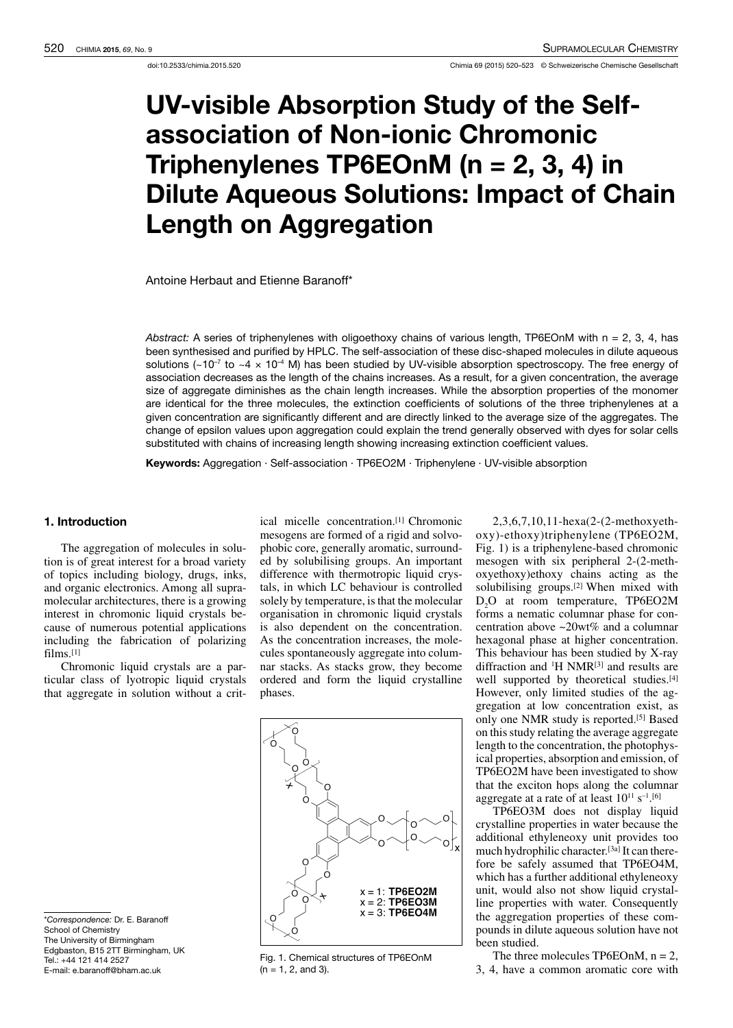# UV-visible Absorption Study of the Self-association of Non-ionic Chromonic Triphenylenes TP6EOnM (n = 2, 3, 4) in Dilute Aqueous Solutions: Impact of Chain Length on Aggregation

Antoine Herbaut and Etienne Baranoff*

*Abstract:* A series of triphenylenes with oligoethoxy chains of various length, TP6EOnM with n = 2, 3, 4, has been synthesised and purified by HPLC. The self-association of these disc-shaped molecules in dilute aqueous solutions (~$10^{-7}$ to ~$4 \times 10^{-4}$ M) has been studied by UV-visible absorption spectroscopy. The free energy of association decreases as the length of the chains increases. As a result, for a given concentration, the average size of aggregate diminishes as the chain length increases. While the absorption properties of the monomer are identical for the three molecules, the extinction coefficients of solutions of the three triphenylenes at a given concentration are significantly different and are directly linked to the average size of the aggregates. The change of epsilon values upon aggregation could explain the trend generally observed with dyes for solar cells substituted with chains of increasing length showing increasing extinction coefficient values.

**Keywords:** Aggregation · Self-association · TP6EO2M · Triphenylene · UV-visible absorption

## 1. Introduction

The aggregation of molecules in solution is of great interest for a broad variety of topics including biology, drugs, inks, and organic electronics. Among all supramolecular architectures, there is a growing interest in chromonic liquid crystals because of numerous potential applications including the fabrication of polarizing films.[1]

Chromonic liquid crystals are a particular class of lyotropic liquid crystals that aggregate in solution without a critical micelle concentration.[1] Chromonic mesogens are formed of a rigid and solvophobic core, generally aromatic, surrounded by solubilising groups. An important difference with thermotropic liquid crystals, in which LC behaviour is controlled solely by temperature, is that the molecular organisation in chromonic liquid crystals is also dependent on the concentration. As the concentration increases, the molecules spontaneously aggregate into columnar stacks. As stacks grow, they become ordered and form the liquid crystalline phases.

Fig. 1. Chemical structures of TP6EOnM (n = 1, 2, and 3).

2,3,6,7,10,11-hexa(2-(2-methoxyethoxy)-ethoxy)triphenylene (TP6EO2M, Fig. 1) is a triphenylene-based chromonic mesogen with six peripheral 2-(2-methoxyethoxy)ethoxy chains acting as the solubilising groups.[2] When mixed with $D_2O$ at room temperature, TP6EO2M forms a nematic columnar phase for concentration above ~20wt% and a columnar hexagonal phase at higher concentration. This behaviour has been studied by X-ray diffraction and $^1$H NMR[3] and results are well supported by theoretical studies.[4] However, only limited studies of the aggregation at low concentration exist, as only one NMR study is reported.[5] Based on this study relating the average aggregate length to the concentration, the photophysical properties, absorption and emission, of TP6EO2M have been investigated to show that the exciton hops along the columnar aggregate at a rate of at least $10^{11}$ s$^{-1}$.[6]

TP6EO3M does not display liquid crystalline properties in water because the additional ethyleneoxy unit provides too much hydrophilic character.[3a] It can therefore be safely assumed that TP6EO4M, which has a further additional ethyleneoxy unit, would also not show liquid crystalline properties with water. Consequently the aggregation properties of these compounds in dilute aqueous solution have not been studied.

The three molecules TP6EOnM, n = 2, 3, 4, have a common aromatic core with

*Correspondence: Dr. E. Baranoff
School of Chemistry
The University of Birmingham
Edgbaston, B15 2TT Birmingham, UK
Tel.: +44 121 414 2527
E-mail: e.baranoff@bham.ac.uk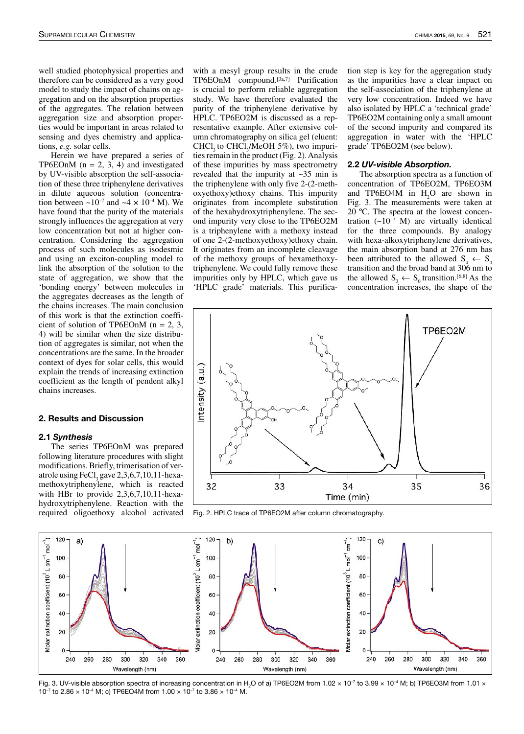well studied photophysical properties and therefore can be considered as a very good model to study the impact of chains on aggregation and on the absorption properties of the aggregates. The relation between aggregation size and absorption properties would be important in areas related to sensing and dyes chemistry and applications, *e.g.* solar cells.

Herein we have prepared a series of TP6EOnM (n = 2, 3, 4) and investigated by UV-visible absorption the self-association of these three triphenylene derivatives in dilute aqueous solution (concentration between ~$10^{-7}$ and ~$4 \times 10^{-4}$ M). We have found that the purity of the materials strongly influences the aggregation at very low concentration but not at higher concentration. Considering the aggregation process of such molecules as isodesmic and using an exciton-coupling model to link the absorption of the solution to the state of aggregation, we show that the 'bonding energy' between molecules in the aggregates decreases as the length of the chains increases. The main conclusion of this work is that the extinction coefficient of solution of TP6EOnM (n = 2, 3, 4) will be similar when the size distribution of aggregates is similar, not when the concentrations are the same. In the broader context of dyes for solar cells, this would explain the trends of increasing extinction coefficient as the length of pendent alkyl chains increases.

## 2. Results and Discussion

### 2.1 *Synthesis*

The series TP6EOnM was prepared following literature procedures with slight modifications. Briefly, trimerisation of veratrole using $FeCl_3$ gave 2,3,6,7,10,11-hexamethoxytriphenylene, which is reacted with HBr to provide 2,3,6,7,10,11-hexahydroxytriphenylene. Reaction with the required oligoethoxy alcohol activated with a mesyl group results in the crude TP6EOnM compound.[3a,7] Purification is crucial to perform reliable aggregation study. We have therefore evaluated the purity of the triphenylene derivative by HPLC. TP6EO2M is discussed as a representative example. After extensive column chromatography on silica gel (eluent: $CHCl_3$ to $CHCl_3$/MeOH 5%), two impurities remain in the product (Fig. 2). Analysis of these impurities by mass spectrometry revealed that the impurity at ~35 min is the triphenylene with only five 2-(2-methoxyethoxy)ethoxy chains. This impurity originates from incomplete substitution of the hexahydroxytriphenylene. The second impurity very close to the TP6EO2M is a triphenylene with a methoxy instead of one 2-(2-methoxyethoxy)ethoxy chain. It originates from an incomplete cleavage of the methoxy groups of hexamethoxytriphenylene. We could fully remove these impurities only by HPLC, which gave us 'HPLC grade' materials. This purification step is key for the aggregation study as the impurities have a clear impact on the self-association of the triphenylene at very low concentration. Indeed we have also isolated by HPLC a 'technical grade' TP6EO2M containing only a small amount of the second impurity and compared its aggregation in water with the 'HPLC grade' TP6EO2M (see below).

### 2.2 *UV-visible Absorption.*

The absorption spectra as a function of concentration of TP6EO2M, TP6EO3M and TP6EO4M in $H_2O$ are shown in Fig. 3. The measurements were taken at 20 ºC. The spectra at the lowest concentration (~$10^{-7}$ M) are virtually identical for the three compounds. By analogy with hexa-alkoxytriphenylene derivatives, the main absorption band at 276 nm has been attributed to the allowed $S_4 \leftarrow S_0$ transition and the broad band at 306 nm to the allowed $S_3 \leftarrow S_0$ transition.[6,8] As the concentration increases, the shape of the

Fig. 2. HPLC trace of TP6EO2M after column chromatography.

Fig. 3. UV-visible absorption spectra of increasing concentration in $H_2O$ of a) TP6EO2M from $1.02 \times 10^{-7}$ to $3.99 \times 10^{-4}$ M; b) TP6EO3M from $1.01 \times 10^{-7}$ to $2.86 \times 10^{-4}$ M; c) TP6EO4M from $1.00 \times 10^{-7}$ to $3.86 \times 10^{-4}$ M.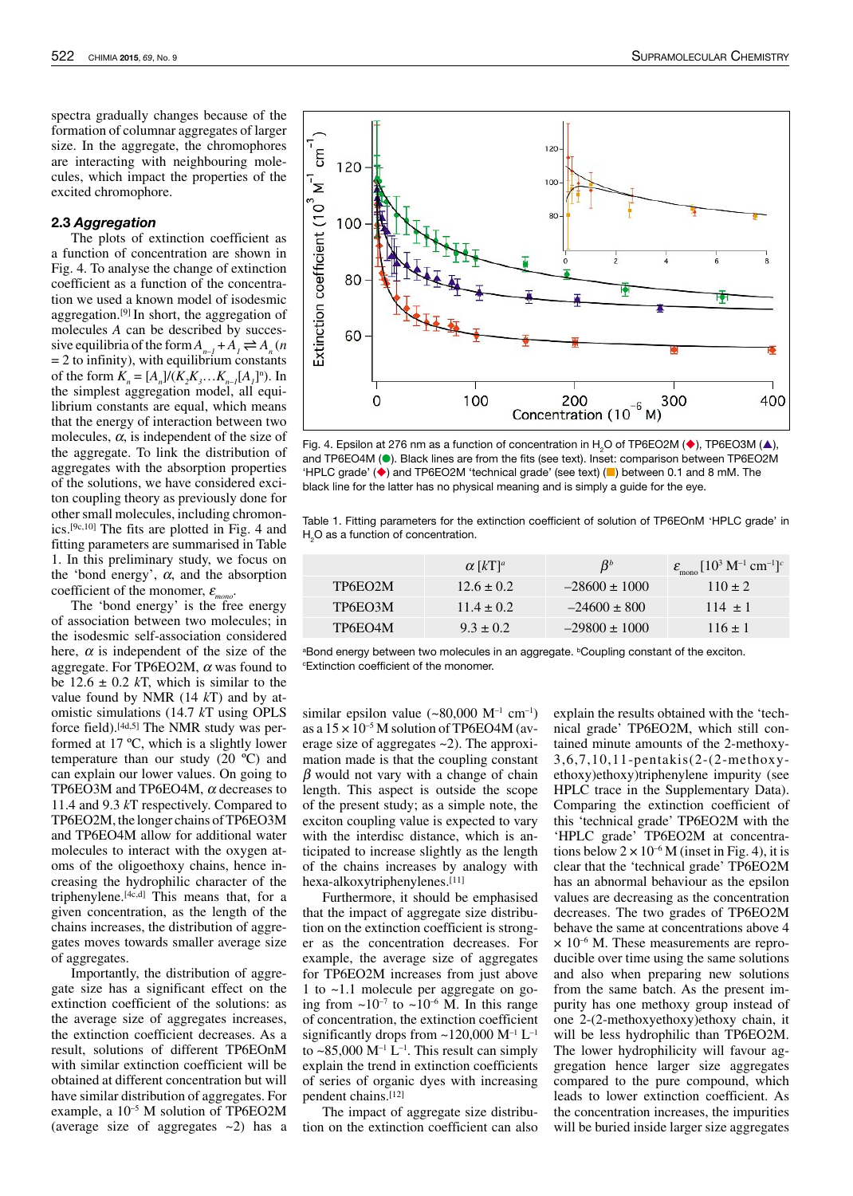spectra gradually changes because of the formation of columnar aggregates of larger size. In the aggregate, the chromophores are interacting with neighbouring molecules, which impact the properties of the excited chromophore.

### 2.3 *Aggregation*

The plots of extinction coefficient as a function of concentration are shown in Fig. 4. To analyse the change of extinction coefficient as a function of the concentration we used a known model of isodesmic aggregation.[9] In short, the aggregation of molecules *A* can be described by successive equilibria of the form $A_{n-1} + A_1 \rightleftharpoons A_n$ ($n$ = 2 to infinity), with equilibrium constants of the form $K_n = [A_n]/(K_2K_3\ldots K_{n-1}[A_1]^n)$. In the simplest aggregation model, all equilibrium constants are equal, which means that the energy of interaction between two molecules, $\alpha$, is independent of the size of the aggregate. To link the distribution of aggregates with the absorption properties of the solutions, we have considered exciton coupling theory as previously done for other small molecules, including chromonics.[9c,10] The fits are plotted in Fig. 4 and fitting parameters are summarised in Table 1. In this preliminary study, we focus on the 'bond energy', $\alpha$, and the absorption coefficient of the monomer, $\varepsilon_{mono}$.

The 'bond energy' is the free energy of association between two molecules; in the isodesmic self-association considered here, $\alpha$ is independent of the size of the aggregate. For TP6EO2M, $\alpha$ was found to be 12.6 ± 0.2 *k*T, which is similar to the value found by NMR (14 *k*T) and by atomistic simulations (14.7 *k*T using OPLS force field).[4d,5] The NMR study was performed at 17 ºC, which is a slightly lower temperature than our study (20 ºC) and can explain our lower values. On going to TP6EO3M and TP6EO4M, $\alpha$ decreases to 11.4 and 9.3 *k*T respectively. Compared to TP6EO2M, the longer chains of TP6EO3M and TP6EO4M allow for additional water molecules to interact with the oxygen atoms of the oligoethoxy chains, hence increasing the hydrophilic character of the triphenylene.[4c,d] This means that, for a given concentration, as the length of the chains increases, the distribution of aggregates moves towards smaller average size of aggregates.

Importantly, the distribution of aggregate size has a significant effect on the extinction coefficient of the solutions: as the average size of aggregates increases, the extinction coefficient decreases. As a result, solutions of different TP6EOnM with similar extinction coefficient will be obtained at different concentration but will have similar distribution of aggregates. For example, a $10^{-5}$ M solution of TP6EO2M (average size of aggregates ~2) has a similar epsilon value (~80,000 $M^{-1}$ $cm^{-1}$) as a $15 \times 10^{-5}$ M solution of TP6EO4M (average size of aggregates ~2). The approximation made is that the coupling constant $\beta$ would not vary with a change of chain length. This aspect is outside the scope of the present study; as a simple note, the exciton coupling value is expected to vary with the interdisc distance, which is anticipated to increase slightly as the length of the chains increases by analogy with hexa-alkoxytriphenylenes.[11]

Fig. 4. Epsilon at 276 nm as a function of concentration in $H_2O$ of TP6EO2M (♦), TP6EO3M (▲), and TP6EO4M (●). Black lines are from the fits (see text). Inset: comparison between TP6EO2M 'HPLC grade' (♦) and TP6EO2M 'technical grade' (see text) (■) between 0.1 and 8 mM. The black line for the latter has no physical meaning and is simply a guide for the eye.

Table 1. Fitting parameters for the extinction coefficient of solution of TP6EOnM 'HPLC grade' in $H_2O$ as a function of concentration.

| | $\alpha$ [*k*T][a] | $\beta$[b] | $\varepsilon_{mono}$ [$10^3$ $M^{-1}$ $cm^{-1}$][c] |
|---|---|---|---|
| TP6EO2M | 12.6 ± 0.2 | –28600 ± 1000 | 110 ± 2 |
| TP6EO3M | 11.4 ± 0.2 | –24600 ± 800 | 114 ± 1 |
| TP6EO4M | 9.3 ± 0.2 | –29800 ± 1000 | 116 ± 1 |

[a]Bond energy between two molecules in an aggregate. [b]Coupling constant of the exciton. [c]Extinction coefficient of the monomer.

Furthermore, it should be emphasised that the impact of aggregate size distribution on the extinction coefficient is stronger as the concentration decreases. For example, the average size of aggregates for TP6EO2M increases from just above 1 to ~1.1 molecule per aggregate on going from ~$10^{-7}$ to ~$10^{-6}$ M. In this range of concentration, the extinction coefficient significantly drops from ~120,000 $M^{-1}$ $L^{-1}$ to ~85,000 $M^{-1}$ $L^{-1}$. This result can simply explain the trend in extinction coefficients of series of organic dyes with increasing pendent chains.[12]

The impact of aggregate size distribution on the extinction coefficient can also explain the results obtained with the 'technical grade' TP6EO2M, which still contained minute amounts of the 2-methoxy-3,6,7,10,11-pentakis(2-(2-methoxyethoxy)ethoxy)triphenylene impurity (see HPLC trace in the Supplementary Data). Comparing the extinction coefficient of this 'technical grade' TP6EO2M with the 'HPLC grade' TP6EO2M at concentrations below $2 \times 10^{-6}$ M (inset in Fig. 4), it is clear that the 'technical grade' TP6EO2M has an abnormal behaviour as the epsilon values are decreasing as the concentration decreases. The two grades of TP6EO2M behave the same at concentrations above 4 $\times 10^{-6}$ M. These measurements are reproducible over time using the same solutions and also when preparing new solutions from the same batch. As the present impurity has one methoxy group instead of one 2-(2-methoxyethoxy)ethoxy chain, it will be less hydrophilic than TP6EO2M. The lower hydrophilicity will favour aggregation hence larger size aggregates compared to the pure compound, which leads to lower extinction coefficient. As the concentration increases, the impurities will be buried inside larger size aggregates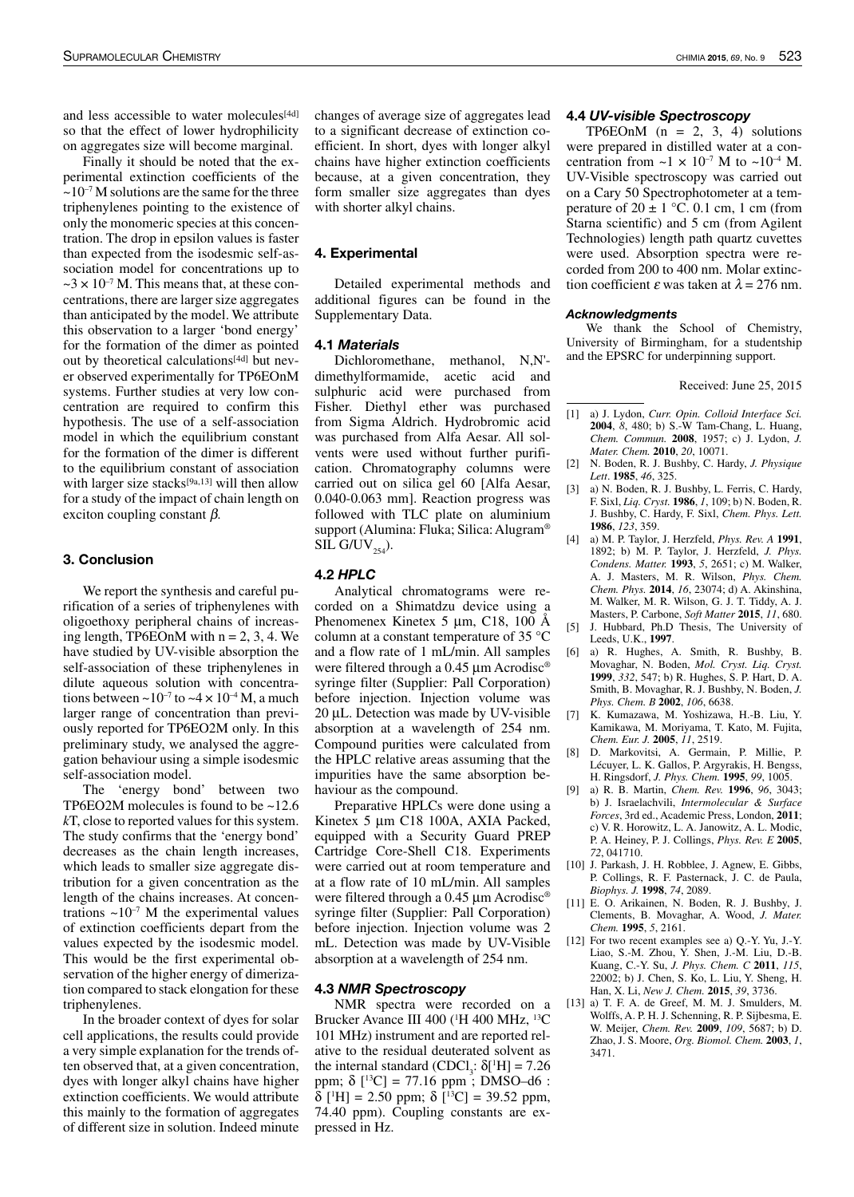and less accessible to water molecules[4d] so that the effect of lower hydrophilicity on aggregates size will become marginal.

Finally it should be noted that the experimental extinction coefficients of the $\sim10^{-7}$ M solutions are the same for the three triphenylenes pointing to the existence of only the monomeric species at this concentration. The drop in epsilon values is faster than expected from the isodesmic self-association model for concentrations up to $\sim3 \times 10^{-7}$ M. This means that, at these concentrations, there are larger size aggregates than anticipated by the model. We attribute this observation to a larger 'bond energy' for the formation of the dimer as pointed out by theoretical calculations[4d] but never observed experimentally for TP6EOnM systems. Further studies at very low concentration are required to confirm this hypothesis. The use of a self-association model in which the equilibrium constant for the formation of the dimer is different to the equilibrium constant of association with larger size stacks[9a,13] will then allow for a study of the impact of chain length on exciton coupling constant $\beta$.

## 3. Conclusion

We report the synthesis and careful purification of a series of triphenylenes with oligoethoxy peripheral chains of increasing length, TP6EOnM with n = 2, 3, 4. We have studied by UV-visible absorption the self-association of these triphenylenes in dilute aqueous solution with concentrations between $\sim10^{-7}$ to $\sim4 \times 10^{-4}$ M, a much larger range of concentration than previously reported for TP6EO2M only. In this preliminary study, we analysed the aggregation behaviour using a simple isodesmic self-association model.

The 'energy bond' between two TP6EO2M molecules is found to be ~12.6 *k*T, close to reported values for this system. The study confirms that the 'energy bond' decreases as the chain length increases, which leads to smaller size aggregate distribution for a given concentration as the length of the chains increases. At concentrations $\sim10^{-7}$ M the experimental values of extinction coefficients depart from the values expected by the isodesmic model. This would be the first experimental observation of the higher energy of dimerization compared to stack elongation for these triphenylenes.

In the broader context of dyes for solar cell applications, the results could provide a very simple explanation for the trends often observed that, at a given concentration, dyes with longer alkyl chains have higher extinction coefficients. We would attribute this mainly to the formation of aggregates of different size in solution. Indeed minute changes of average size of aggregates lead to a significant decrease of extinction coefficient. In short, dyes with longer alkyl chains have higher extinction coefficients because, at a given concentration, they form smaller size aggregates than dyes with shorter alkyl chains.

## 4. Experimental

Detailed experimental methods and additional figures can be found in the Supplementary Data.

### 4.1 *Materials*

Dichloromethane, methanol, N,N'-dimethylformamide, acetic acid and sulphuric acid were purchased from Fisher. Diethyl ether was purchased from Sigma Aldrich. Hydrobromic acid was purchased from Alfa Aesar. All solvents were used without further purification. Chromatography columns were carried out on silica gel 60 [Alfa Aesar, 0.040-0.063 mm]. Reaction progress was followed with TLC plate on aluminium support (Alumina: Fluka; Silica: Alugram® SIL G/$UV_{254}$).

### 4.2 *HPLC*

Analytical chromatograms were recorded on a Shimatdzu device using a Phenomenex Kinetex 5 µm, C18, 100 Å column at a constant temperature of 35 °C and a flow rate of 1 mL/min. All samples were filtered through a 0.45 µm Acrodisc® syringe filter (Supplier: Pall Corporation) before injection. Injection volume was 20 µL. Detection was made by UV-visible absorption at a wavelength of 254 nm. Compound purities were calculated from the HPLC relative areas assuming that the impurities have the same absorption behaviour as the compound.

Preparative HPLCs were done using a Kinetex 5 µm C18 100A, AXIA Packed, equipped with a Security Guard PREP Cartridge Core-Shell C18. Experiments were carried out at room temperature and at a flow rate of 10 mL/min. All samples were filtered through a 0.45 µm Acrodisc® syringe filter (Supplier: Pall Corporation) before injection. Injection volume was 2 mL. Detection was made by UV-Visible absorption at a wavelength of 254 nm.

### 4.3 *NMR Spectroscopy*

NMR spectra were recorded on a Brucker Avance III 400 ($^{1}$H 400 MHz, $^{13}$C 101 MHz) instrument and are reported relative to the residual deuterated solvent as the internal standard ($CDCl_3$: $\delta[^{1}H] = 7.26$ ppm; $\delta[^{13}C] = 77.16$ ppm ; DMSO–d6 : $\delta[^{1}H] = 2.50$ ppm; $\delta[^{13}C] = 39.52$ ppm, 74.40 ppm). Coupling constants are expressed in Hz.

### 4.4 *UV-visible Spectroscopy*

TP6EOnM (n = 2, 3, 4) solutions were prepared in distilled water at a concentration from $\sim1 \times 10^{-7}$ M to $\sim10^{-4}$ M. UV-Visible spectroscopy was carried out on a Cary 50 Spectrophotometer at a temperature of 20 ± 1 °C. 0.1 cm, 1 cm (from Starna scientific) and 5 cm (from Agilent Technologies) length path quartz cuvettes were used. Absorption spectra were recorded from 200 to 400 nm. Molar extinction coefficient $\varepsilon$ was taken at $\lambda = 276$ nm.

#### *Acknowledgments*

We thank the School of Chemistry, University of Birmingham, for a studentship and the EPSRC for underpinning support.

Received: June 25, 2015

[1] a) J. Lydon, *Curr. Opin. Colloid Interface Sci.* **2004**, *8*, 480; b) S.-W Tam-Chang, L. Huang, *Chem. Commun.* **2008**, 1957; c) J. Lydon, *J. Mater. Chem.* **2010**, *20*, 10071.

[2] N. Boden, R. J. Bushby, C. Hardy, *J. Physique Lett*. **1985**, *46*, 325.

[3] a) N. Boden, R. J. Bushby, L. Ferris, C. Hardy, F. Sixl, *Liq. Cryst.* **1986**, *1*, 109; b) N. Boden, R. J. Bushby, C. Hardy, F. Sixl, *Chem. Phys. Lett.* **1986**, *123*, 359.

[4] a) M. P. Taylor, J. Herzfeld, *Phys. Rev. A* **1991**, 1892; b) M. P. Taylor, J. Herzfeld, *J. Phys. Condens. Matter.* **1993**, *5*, 2651; c) M. Walker, A. J. Masters, M. R. Wilson, *Phys. Chem. Chem. Phys.* **2014**, *16*, 23074; d) A. Akinshina, M. Walker, M. R. Wilson, G. J. T. Tiddy, A. J. Masters, P. Carbone, *Soft Matter* **2015**, *11*, 680.

[5] J. Hubbard, Ph.D Thesis, The University of Leeds, U.K., **1997**.

[6] a) R. Hughes, A. Smith, R. Bushby, B. Movaghar, N. Boden, *Mol. Cryst. Liq. Cryst.* **1999**, *332*, 547; b) R. Hughes, S. P. Hart, D. A. Smith, B. Movaghar, R. J. Bushby, N. Boden, *J. Phys. Chem. B* **2002**, *106*, 6638.

[7] K. Kumazawa, M. Yoshizawa, H.-B. Liu, Y. Kamikawa, M. Moriyama, T. Kato, M. Fujita, *Chem. Eur. J.* **2005**, *11*, 2519.

[8] D. Markovitsi, A. Germain, P. Millie, P. Lécuyer, L. K. Gallos, P. Argyrakis, H. Bengss, H. Ringsdorf, *J. Phys. Chem.* **1995**, *99*, 1005.

[9] a) R. B. Martin, *Chem. Rev.* **1996**, *96*, 3043; b) J. Israelachvili, *Intermolecular & Surface Forces*, 3rd ed., Academic Press, London, **2011**; c) V. R. Horowitz, L. A. Janowitz, A. L. Modic, P. A. Heiney, P. J. Collings, *Phys. Rev. E* **2005**, *72*, 041710.

[10] J. Parkash, J. H. Robblee, J. Agnew, E. Gibbs, P. Collings, R. F. Pasternack, J. C. de Paula, *Biophys. J.* **1998**, *74*, 2089.

[11] E. O. Arikainen, N. Boden, R. J. Bushby, J. Clements, B. Movaghar, A. Wood, *J. Mater. Chem.* **1995**, *5*, 2161.

[12] For two recent examples see a) Q.-Y. Yu, J.-Y. Liao, S.-M. Zhou, Y. Shen, J.-M. Liu, D.-B. Kuang, C.-Y. Su, *J. Phys. Chem. C* **2011**, *115*, 22002; b) J. Chen, S. Ko, L. Liu, Y. Sheng, H. Han, X. Li, *New J. Chem.* **2015**, *39*, 3736.

[13] a) T. F. A. de Greef, M. M. J. Smulders, M. Wolffs, A. P. H. J. Schenning, R. P. Sijbesma, E. W. Meijer, *Chem. Rev.* **2009**, *109*, 5687; b) D. Zhao, J. S. Moore, *Org. Biomol. Chem.* **2003**, *1*, 3471.